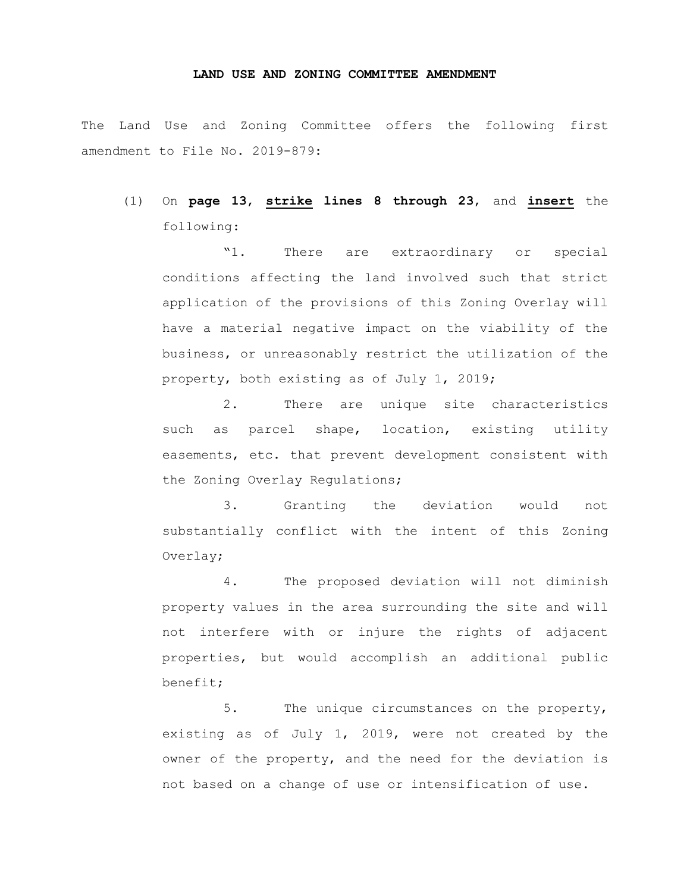**LAND USE AND ZONING COMMITTEE AMENDMENT**

The Land Use and Zoning Committee offers the following first amendment to File No. 2019-879:

(1) On **page 13**, **strike lines 8 through 23**, and **insert** the following:

"1. There are extraordinary or special conditions affecting the land involved such that strict application of the provisions of this Zoning Overlay will have a material negative impact on the viability of the business, or unreasonably restrict the utilization of the property, both existing as of July 1, 2019;

2. There are unique site characteristics such as parcel shape, location, existing utility easements, etc. that prevent development consistent with the Zoning Overlay Regulations;

3. Granting the deviation would not substantially conflict with the intent of this Zoning Overlay;

4. The proposed deviation will not diminish property values in the area surrounding the site and will not interfere with or injure the rights of adjacent properties, but would accomplish an additional public benefit;

5. The unique circumstances on the property, existing as of July 1, 2019, were not created by the owner of the property, and the need for the deviation is not based on a change of use or intensification of use.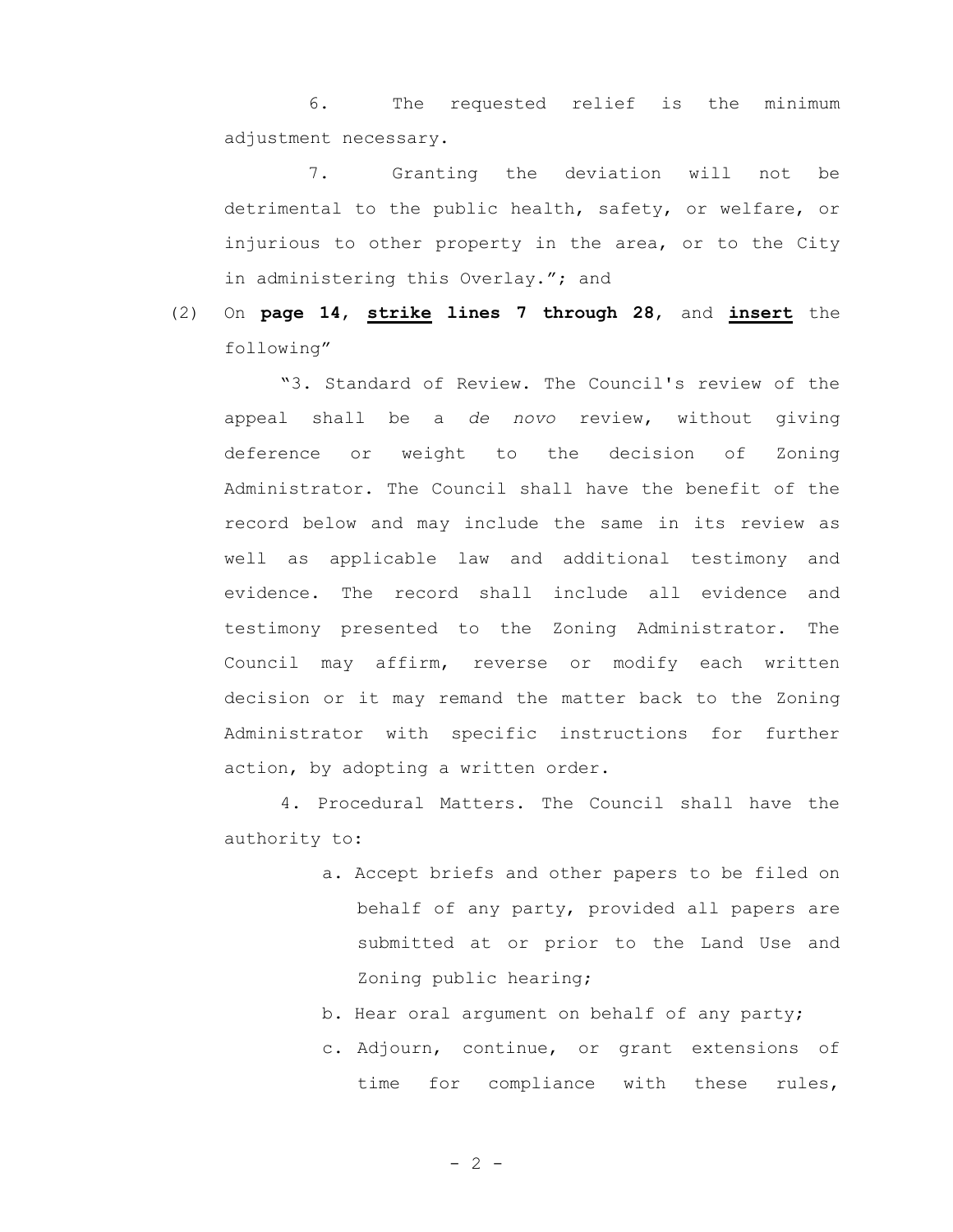6. The requested relief is the minimum adjustment necessary.

7. Granting the deviation will not be detrimental to the public health, safety, or welfare, or injurious to other property in the area, or to the City in administering this Overlay."; and

(2) On **page 14**, **<u>strike</u> lines 7 through 28**, and **<u>insert</u>** the following"

"3. Standard of Review. The Council's review of the appeal shall be a *de novo* review, without giving deference or weight to the decision of Zoning Administrator. The Council shall have the benefit of the record below and may include the same in its review as well as applicable law and additional testimony and evidence. The record shall include all evidence and testimony presented to the Zoning Administrator. The Council may affirm, reverse or modify each written decision or it may remand the matter back to the Zoning Administrator with specific instructions for further action, by adopting a written order.

4. Procedural Matters. The Council shall have the authority to:

a. Accept briefs and other papers to be filed on behalf of any party, provided all papers are submitted at or prior to the Land Use and Zoning public hearing;

b. Hear oral argument on behalf of any party;

c. Adjourn, continue, or grant extensions of time for compliance with these rules,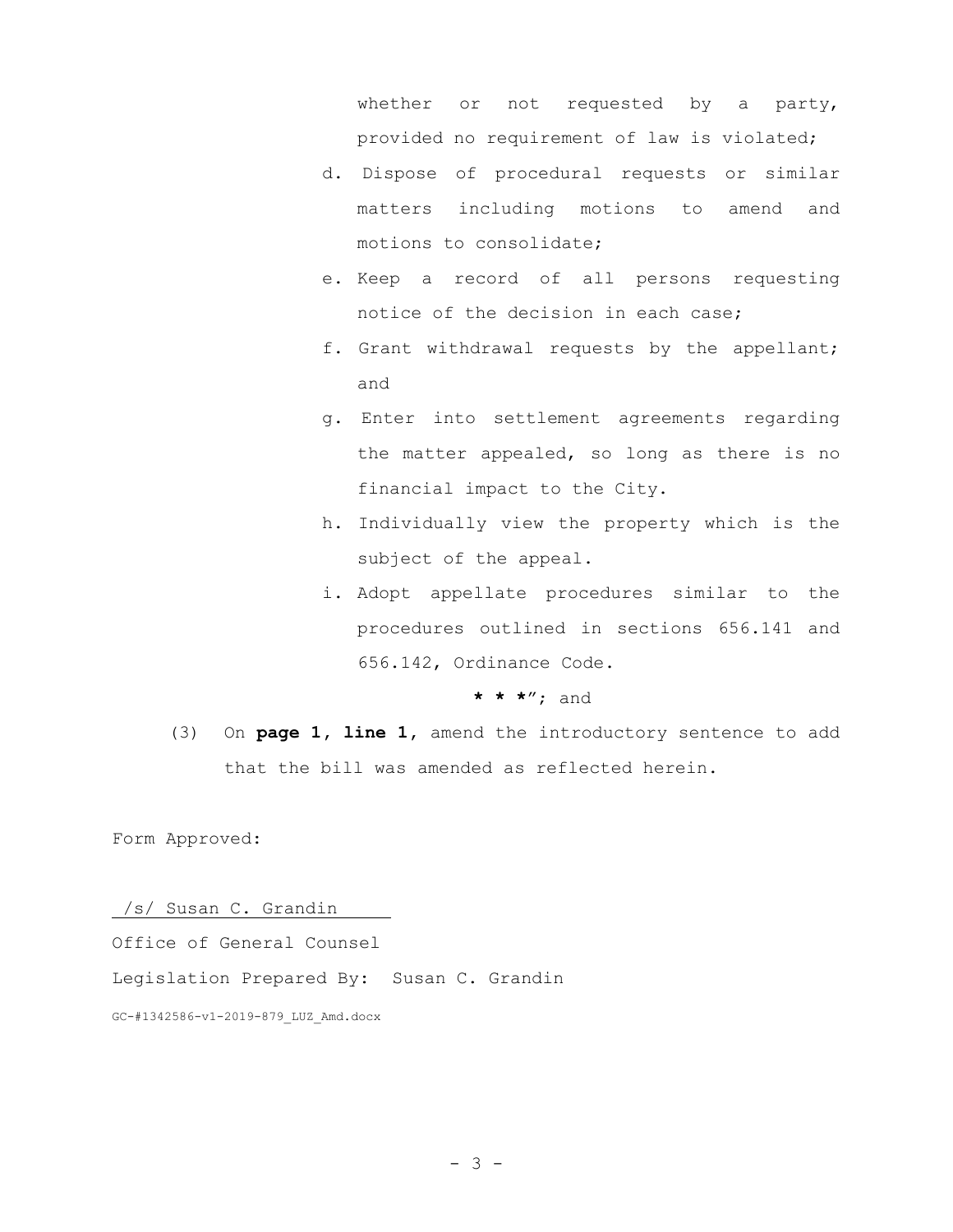whether or not requested by a party, provided no requirement of law is violated;

d. Dispose of procedural requests or similar matters including motions to amend and motions to consolidate;

e. Keep a record of all persons requesting notice of the decision in each case;

f. Grant withdrawal requests by the appellant; and

g. Enter into settlement agreements regarding the matter appealed, so long as there is no financial impact to the City.

h. Individually view the property which is the subject of the appeal.

i. Adopt appellate procedures similar to the procedures outlined in sections 656.141 and 656.142, Ordinance Code.

**\* \* \***"; and

(3) On **page 1, line 1,** amend the introductory sentence to add that the bill was amended as reflected herein.

Form Approved:

/s/ Susan C. Grandin

Office of General Counsel

Legislation Prepared By: Susan C. Grandin

GC-#1342586-v1-2019-879_LUZ_Amd.docx